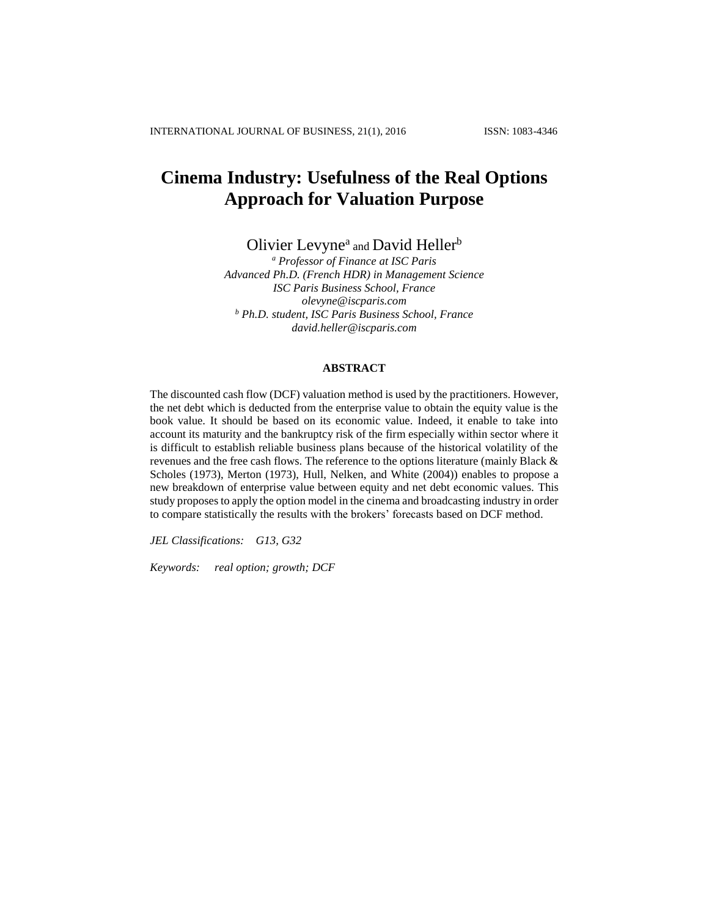# Cinema Industry: Usefulness of the Real Options Approach for Valuation Purpose

Olivier Levyne[a] and David Heller[b]

[a] *Professor of Finance at ISC Paris*
*Advanced Ph.D. (French HDR) in Management Science*
*ISC Paris Business School, France*
*olevyne@iscparis.com*
[b] *Ph.D. student, ISC Paris Business School, France*
*david.heller@iscparis.com*

## ABSTRACT

The discounted cash flow (DCF) valuation method is used by the practitioners. However, the net debt which is deducted from the enterprise value to obtain the equity value is the book value. It should be based on its economic value. Indeed, it enable to take into account its maturity and the bankruptcy risk of the firm especially within sector where it is difficult to establish reliable business plans because of the historical volatility of the revenues and the free cash flows. The reference to the options literature (mainly Black & Scholes (1973), Merton (1973), Hull, Nelken, and White (2004)) enables to propose a new breakdown of enterprise value between equity and net debt economic values. This study proposes to apply the option model in the cinema and broadcasting industry in order to compare statistically the results with the brokers' forecasts based on DCF method.

*JEL Classifications:* *G13, G32*

*Keywords:* *real option; growth; DCF*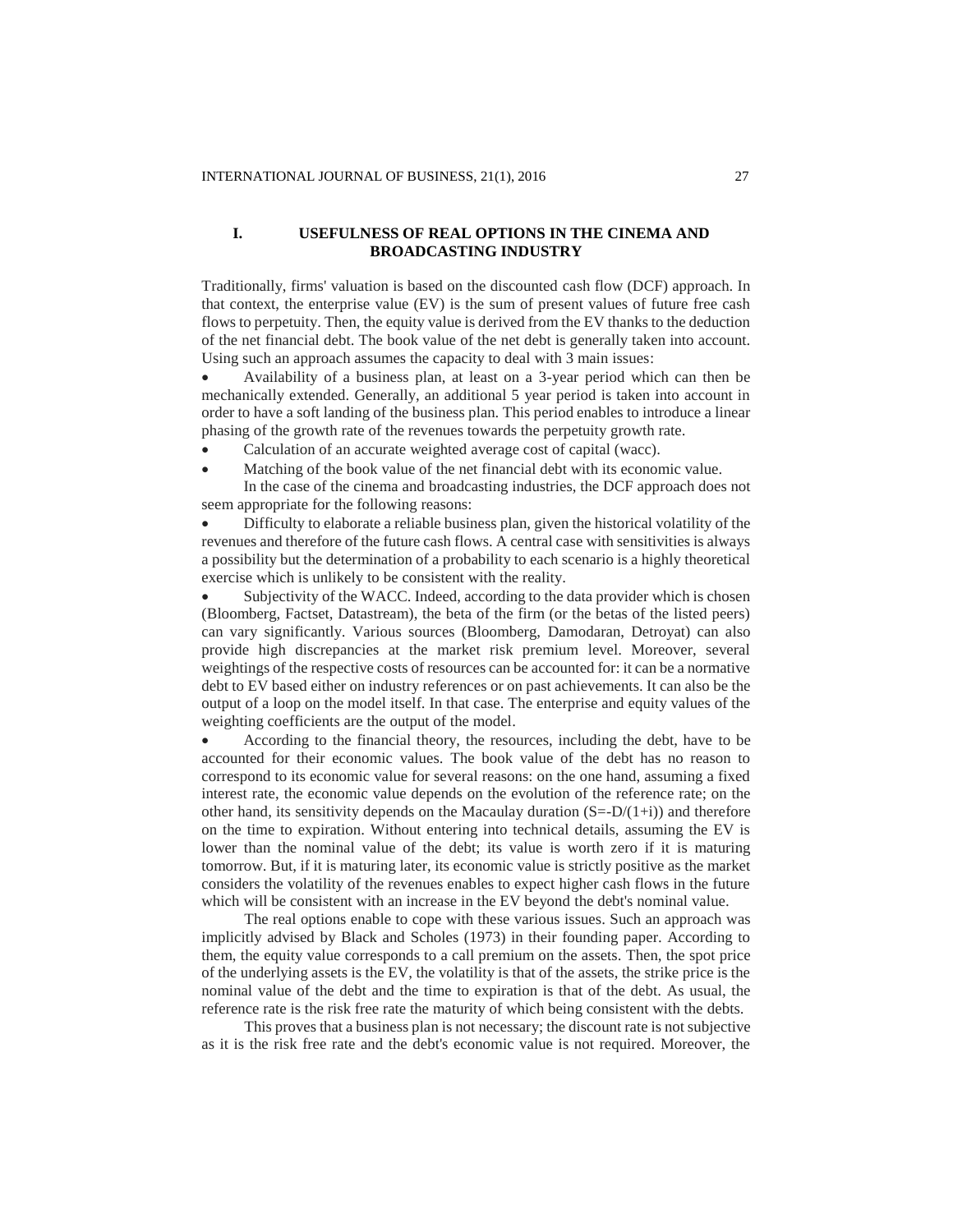## I. USEFULNESS OF REAL OPTIONS IN THE CINEMA AND BROADCASTING INDUSTRY

Traditionally, firms' valuation is based on the discounted cash flow (DCF) approach. In that context, the enterprise value (EV) is the sum of present values of future free cash flows to perpetuity. Then, the equity value is derived from the EV thanks to the deduction of the net financial debt. The book value of the net debt is generally taken into account. Using such an approach assumes the capacity to deal with 3 main issues:

- Availability of a business plan, at least on a 3-year period which can then be mechanically extended. Generally, an additional 5 year period is taken into account in order to have a soft landing of the business plan. This period enables to introduce a linear phasing of the growth rate of the revenues towards the perpetuity growth rate.
- Calculation of an accurate weighted average cost of capital (wacc).
- Matching of the book value of the net financial debt with its economic value.

In the case of the cinema and broadcasting industries, the DCF approach does not seem appropriate for the following reasons:

- Difficulty to elaborate a reliable business plan, given the historical volatility of the revenues and therefore of the future cash flows. A central case with sensitivities is always a possibility but the determination of a probability to each scenario is a highly theoretical exercise which is unlikely to be consistent with the reality.
- Subjectivity of the WACC. Indeed, according to the data provider which is chosen (Bloomberg, Factset, Datastream), the beta of the firm (or the betas of the listed peers) can vary significantly. Various sources (Bloomberg, Damodaran, Detroyat) can also provide high discrepancies at the market risk premium level. Moreover, several weightings of the respective costs of resources can be accounted for: it can be a normative debt to EV based either on industry references or on past achievements. It can also be the output of a loop on the model itself. In that case. The enterprise and equity values of the weighting coefficients are the output of the model.
- According to the financial theory, the resources, including the debt, have to be accounted for their economic values. The book value of the debt has no reason to correspond to its economic value for several reasons: on the one hand, assuming a fixed interest rate, the economic value depends on the evolution of the reference rate; on the other hand, its sensitivity depends on the Macaulay duration ($S=-D/(1+i)$) and therefore on the time to expiration. Without entering into technical details, assuming the EV is lower than the nominal value of the debt; its value is worth zero if it is maturing tomorrow. But, if it is maturing later, its economic value is strictly positive as the market considers the volatility of the revenues enables to expect higher cash flows in the future which will be consistent with an increase in the EV beyond the debt's nominal value.

The real options enable to cope with these various issues. Such an approach was implicitly advised by Black and Scholes (1973) in their founding paper. According to them, the equity value corresponds to a call premium on the assets. Then, the spot price of the underlying assets is the EV, the volatility is that of the assets, the strike price is the nominal value of the debt and the time to expiration is that of the debt. As usual, the reference rate is the risk free rate the maturity of which being consistent with the debts.

This proves that a business plan is not necessary; the discount rate is not subjective as it is the risk free rate and the debt's economic value is not required. Moreover, the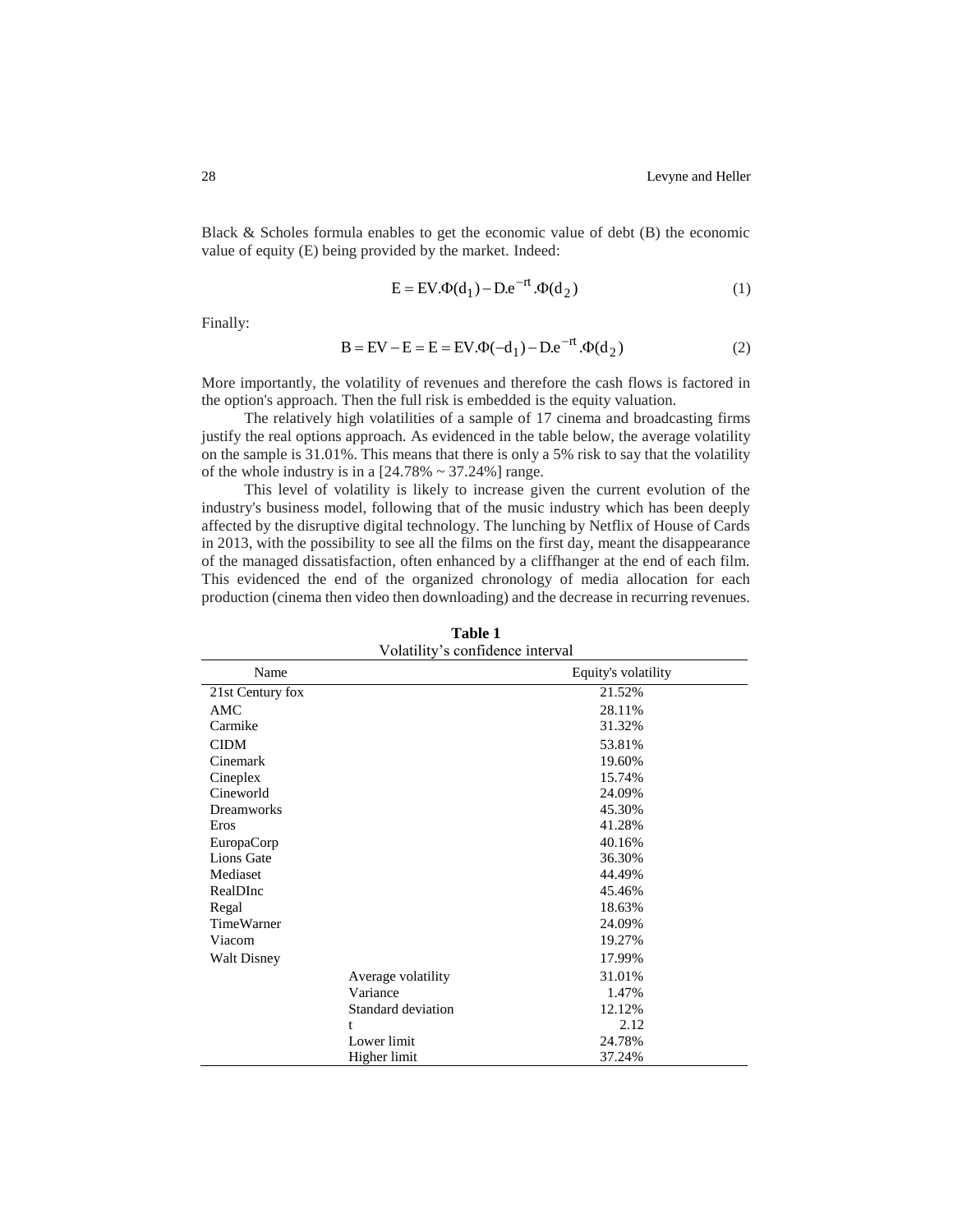Black & Scholes formula enables to get the economic value of debt (B) the economic value of equity (E) being provided by the market. Indeed:

$$E = EV.\Phi(d_1) - D.e^{-rt}.\Phi(d_2) \tag{1}$$

Finally:

$$B = EV - E = E = EV.\Phi(-d_1) - D.e^{-rt}.\Phi(d_2) \tag{2}$$

More importantly, the volatility of revenues and therefore the cash flows is factored in the option's approach. Then the full risk is embedded is the equity valuation.

The relatively high volatilities of a sample of 17 cinema and broadcasting firms justify the real options approach. As evidenced in the table below, the average volatility on the sample is 31.01%. This means that there is only a 5% risk to say that the volatility of the whole industry is in a [24.78% ~ 37.24%] range.

This level of volatility is likely to increase given the current evolution of the industry's business model, following that of the music industry which has been deeply affected by the disruptive digital technology. The lunching by Netflix of House of Cards in 2013, with the possibility to see all the films on the first day, meant the disappearance of the managed dissatisfaction, often enhanced by a cliffhanger at the end of each film. This evidenced the end of the organized chronology of media allocation for each production (cinema then video then downloading) and the decrease in recurring revenues.

**Table 1**
Volatility's confidence interval

| Name | | Equity's volatility |
|---|---|---|
| 21st Century fox | | 21.52% |
| AMC | | 28.11% |
| Carmike | | 31.32% |
| CIDM | | 53.81% |
| Cinemark | | 19.60% |
| Cineplex | | 15.74% |
| Cineworld | | 24.09% |
| Dreamworks | | 45.30% |
| Eros | | 41.28% |
| EuropaCorp | | 40.16% |
| Lions Gate | | 36.30% |
| Mediaset | | 44.49% |
| RealDInc | | 45.46% |
| Regal | | 18.63% |
| TimeWarner | | 24.09% |
| Viacom | | 19.27% |
| Walt Disney | | 17.99% |
| | Average volatility | 31.01% |
| | Variance | 1.47% |
| | Standard deviation | 12.12% |
| | t | 2.12 |
| | Lower limit | 24.78% |
| | Higher limit | 37.24% |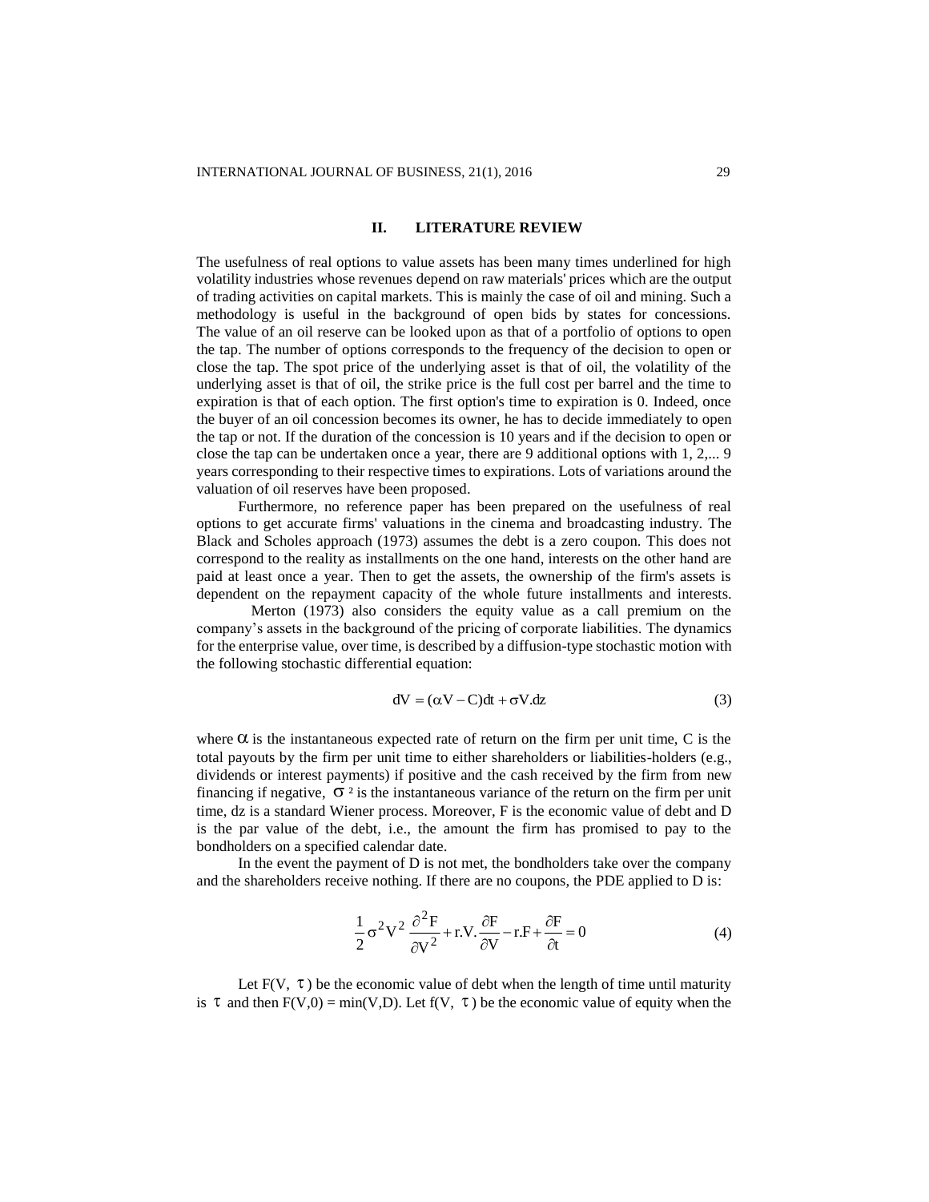## II. LITERATURE REVIEW

The usefulness of real options to value assets has been many times underlined for high volatility industries whose revenues depend on raw materials' prices which are the output of trading activities on capital markets. This is mainly the case of oil and mining. Such a methodology is useful in the background of open bids by states for concessions. The value of an oil reserve can be looked upon as that of a portfolio of options to open the tap. The number of options corresponds to the frequency of the decision to open or close the tap. The spot price of the underlying asset is that of oil, the volatility of the underlying asset is that of oil, the strike price is the full cost per barrel and the time to expiration is that of each option. The first option's time to expiration is 0. Indeed, once the buyer of an oil concession becomes its owner, he has to decide immediately to open the tap or not. If the duration of the concession is 10 years and if the decision to open or close the tap can be undertaken once a year, there are 9 additional options with 1, 2,... 9 years corresponding to their respective times to expirations. Lots of variations around the valuation of oil reserves have been proposed.

Furthermore, no reference paper has been prepared on the usefulness of real options to get accurate firms' valuations in the cinema and broadcasting industry. The Black and Scholes approach (1973) assumes the debt is a zero coupon. This does not correspond to the reality as installments on the one hand, interests on the other hand are paid at least once a year. Then to get the assets, the ownership of the firm's assets is dependent on the repayment capacity of the whole future installments and interests.

Merton (1973) also considers the equity value as a call premium on the company's assets in the background of the pricing of corporate liabilities. The dynamics for the enterprise value, over time, is described by a diffusion-type stochastic motion with the following stochastic differential equation:

$$dV = (\alpha V - C)dt + \sigma V.dz \tag{3}$$

where $\alpha$ is the instantaneous expected rate of return on the firm per unit time, C is the total payouts by the firm per unit time to either shareholders or liabilities-holders (e.g., dividends or interest payments) if positive and the cash received by the firm from new financing if negative, $\sigma^2$ is the instantaneous variance of the return on the firm per unit time, dz is a standard Wiener process. Moreover, F is the economic value of debt and D is the par value of the debt, i.e., the amount the firm has promised to pay to the bondholders on a specified calendar date.

In the event the payment of D is not met, the bondholders take over the company and the shareholders receive nothing. If there are no coupons, the PDE applied to D is:

$$\frac{1}{2}\sigma^2 V^2 \frac{\partial^2 F}{\partial V^2} + r.V.\frac{\partial F}{\partial V} - r.F + \frac{\partial F}{\partial t} = 0 \tag{4}$$

Let F(V, $\tau$) be the economic value of debt when the length of time until maturity is $\tau$ and then F(V,0) = min(V,D). Let f(V, $\tau$) be the economic value of equity when the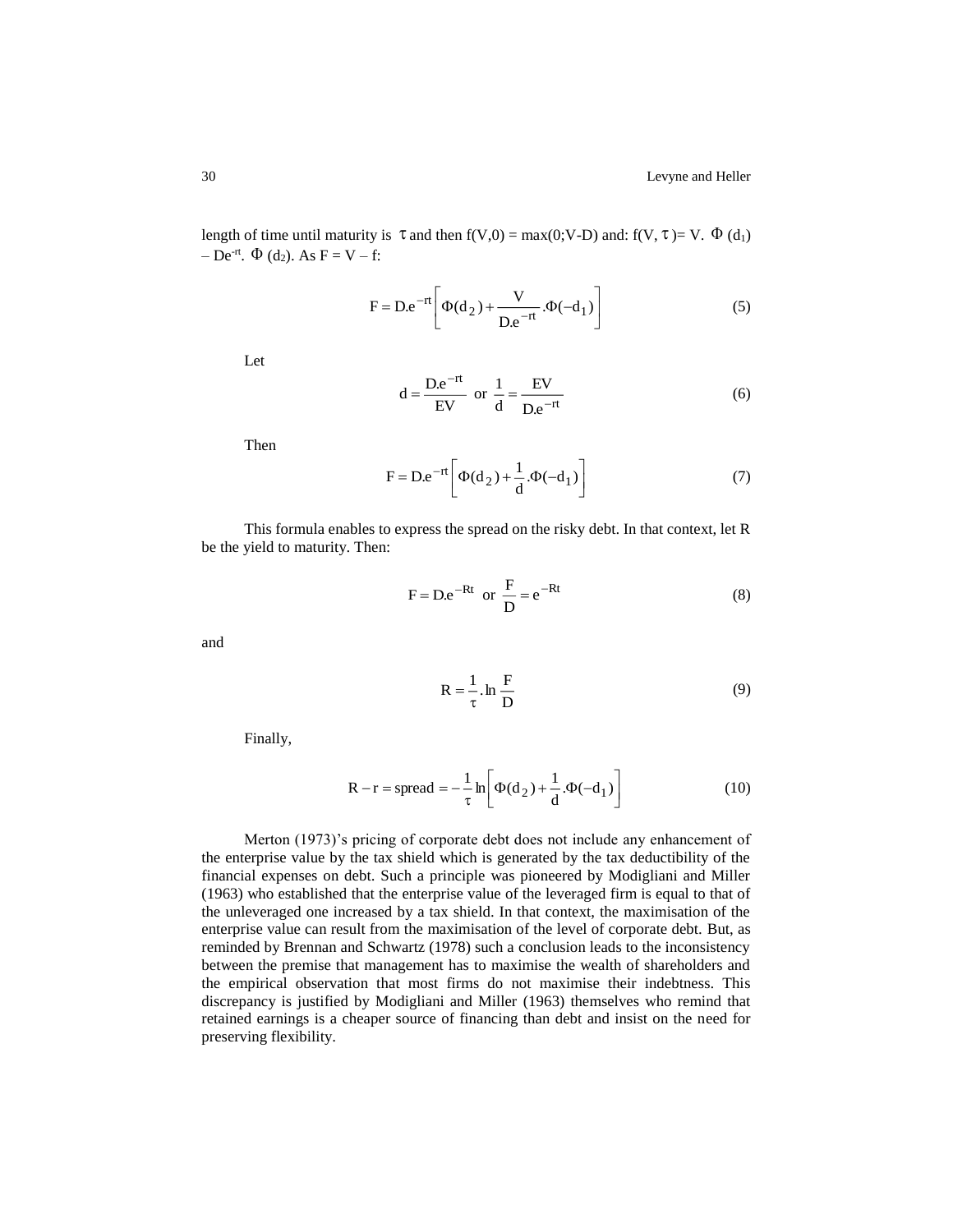length of time until maturity is $\tau$ and then $f(V,0) = \max(0;V\text{-}D)$ and: $f(V,\tau) = V.\ \Phi(d_1) - De^{-rt}.\ \Phi(d_2)$. As $F = V - f$:

$$F = D.e^{-rt}\left[\Phi(d_2) + \frac{V}{D.e^{-rt}}.\Phi(-d_1)\right] \tag{5}$$

Let

$$d = \frac{D.e^{-rt}}{EV} \text{ or } \frac{1}{d} = \frac{EV}{D.e^{-rt}} \tag{6}$$

Then

$$F = D.e^{-rt}\left[\Phi(d_2) + \frac{1}{d}.\Phi(-d_1)\right] \tag{7}$$

This formula enables to express the spread on the risky debt. In that context, let R be the yield to maturity. Then:

$$F = D.e^{-Rt} \text{ or } \frac{F}{D} = e^{-Rt} \tag{8}$$

and

$$R = \frac{1}{\tau}.\ln\frac{F}{D} \tag{9}$$

Finally,

$$R - r = \text{spread} = -\frac{1}{\tau}\ln\left[\Phi(d_2) + \frac{1}{d}.\Phi(-d_1)\right] \tag{10}$$

Merton (1973)'s pricing of corporate debt does not include any enhancement of the enterprise value by the tax shield which is generated by the tax deductibility of the financial expenses on debt. Such a principle was pioneered by Modigliani and Miller (1963) who established that the enterprise value of the leveraged firm is equal to that of the unleveraged one increased by a tax shield. In that context, the maximisation of the enterprise value can result from the maximisation of the level of corporate debt. But, as reminded by Brennan and Schwartz (1978) such a conclusion leads to the inconsistency between the premise that management has to maximise the wealth of shareholders and the empirical observation that most firms do not maximise their indebtness. This discrepancy is justified by Modigliani and Miller (1963) themselves who remind that retained earnings is a cheaper source of financing than debt and insist on the need for preserving flexibility.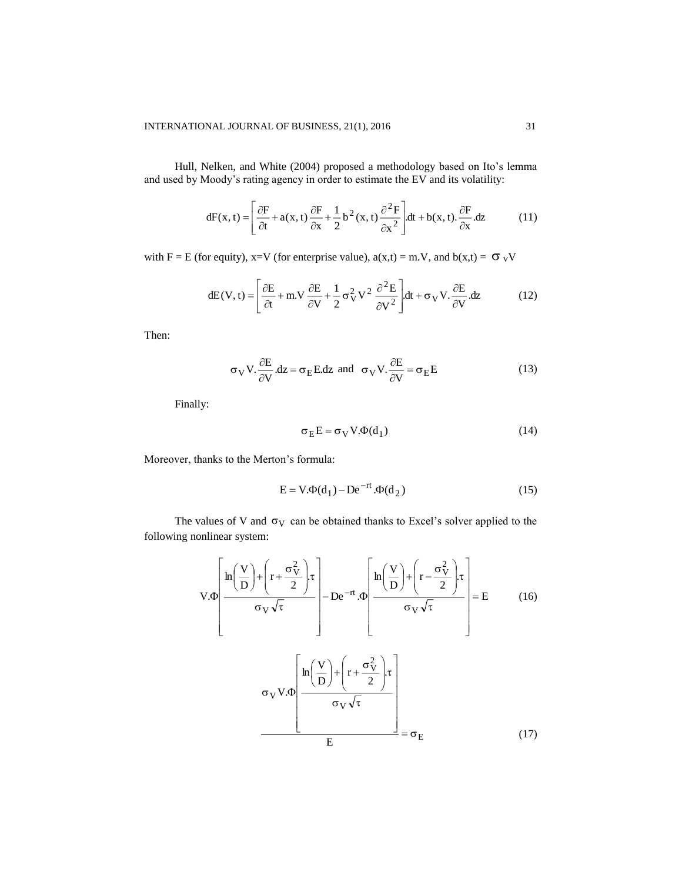Hull, Nelken, and White (2004) proposed a methodology based on Ito's lemma and used by Moody's rating agency in order to estimate the EV and its volatility:

$$dF(x,t) = \left[\frac{\partial F}{\partial t} + a(x,t)\frac{\partial F}{\partial x} + \frac{1}{2}b^2(x,t)\frac{\partial^2 F}{\partial x^2}\right].dt + b(x,t).\frac{\partial F}{\partial x}.dz \tag{11}$$

with F = E (for equity), x=V (for enterprise value), a(x,t) = m.V, and b(x,t) = $\sigma_V V$

$$dE(V,t) = \left[\frac{\partial E}{\partial t} + m.V\frac{\partial E}{\partial V} + \frac{1}{2}\sigma_V^2 V^2\frac{\partial^2 E}{\partial V^2}\right].dt + \sigma_V V.\frac{\partial E}{\partial V}.dz \tag{12}$$

Then:

$$\sigma_V V.\frac{\partial E}{\partial V}.dz = \sigma_E E.dz \text{ and } \sigma_V V.\frac{\partial E}{\partial V} = \sigma_E E \tag{13}$$

Finally:

$$\sigma_E E = \sigma_V V.\Phi(d_1) \tag{14}$$

Moreover, thanks to the Merton's formula:

$$E = V.\Phi(d_1) - De^{-rt}.\Phi(d_2) \tag{15}$$

The values of V and $\sigma_V$ can be obtained thanks to Excel's solver applied to the following nonlinear system:

$$V.\Phi\left[\frac{\ln\left(\frac{V}{D}\right) + \left(r + \frac{\sigma_V^2}{2}\right).\tau}{\sigma_V\sqrt{\tau}}\right] - De^{-rt}.\Phi\left[\frac{\ln\left(\frac{V}{D}\right) + \left(r - \frac{\sigma_V^2}{2}\right).\tau}{\sigma_V\sqrt{\tau}}\right] = E \tag{16}$$

$$\frac{\sigma_V V.\Phi\left[\frac{\ln\left(\frac{V}{D}\right) + \left(r + \frac{\sigma_V^2}{2}\right).\tau}{\sigma_V\sqrt{\tau}}\right]}{E} = \sigma_E \tag{17}$$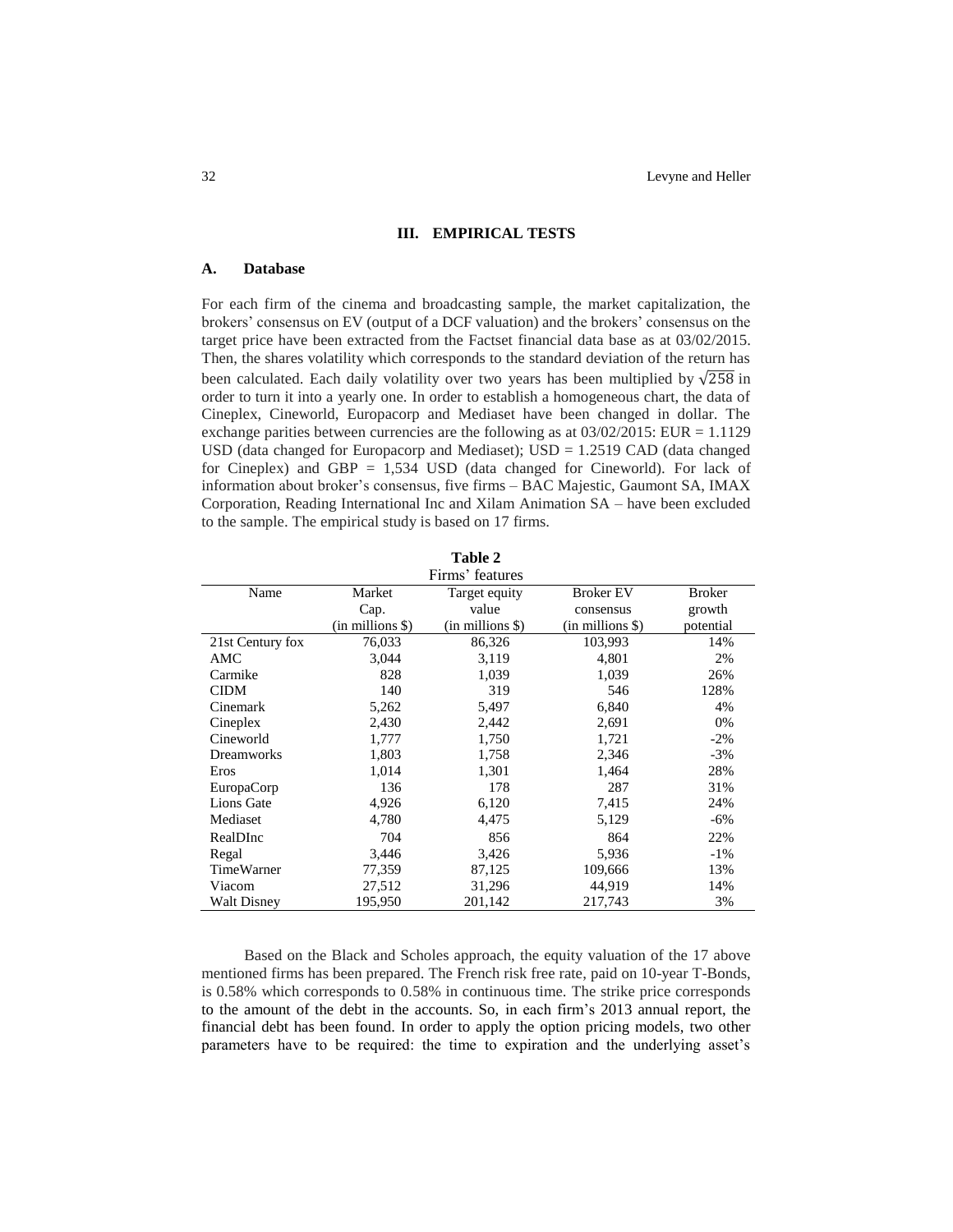## III. EMPIRICAL TESTS

### A. Database

For each firm of the cinema and broadcasting sample, the market capitalization, the brokers' consensus on EV (output of a DCF valuation) and the brokers' consensus on the target price have been extracted from the Factset financial data base as at 03/02/2015. Then, the shares volatility which corresponds to the standard deviation of the return has been calculated. Each daily volatility over two years has been multiplied by $\sqrt{258}$ in order to turn it into a yearly one. In order to establish a homogeneous chart, the data of Cineplex, Cineworld, Europacorp and Mediaset have been changed in dollar. The exchange parities between currencies are the following as at 03/02/2015: EUR = 1.1129 USD (data changed for Europacorp and Mediaset); USD = 1.2519 CAD (data changed for Cineplex) and GBP = 1,534 USD (data changed for Cineworld). For lack of information about broker's consensus, five firms – BAC Majestic, Gaumont SA, IMAX Corporation, Reading International Inc and Xilam Animation SA – have been excluded to the sample. The empirical study is based on 17 firms.

**Table 2**
Firms' features

| Name | Market Cap. (in millions $) | Target equity value (in millions $) | Broker EV consensus (in millions $) | Broker growth potential |
|---|---|---|---|---|
| 21st Century fox | 76,033 | 86,326 | 103,993 | 14% |
| AMC | 3,044 | 3,119 | 4,801 | 2% |
| Carmike | 828 | 1,039 | 1,039 | 26% |
| CIDM | 140 | 319 | 546 | 128% |
| Cinemark | 5,262 | 5,497 | 6,840 | 4% |
| Cineplex | 2,430 | 2,442 | 2,691 | 0% |
| Cineworld | 1,777 | 1,750 | 1,721 | -2% |
| Dreamworks | 1,803 | 1,758 | 2,346 | -3% |
| Eros | 1,014 | 1,301 | 1,464 | 28% |
| EuropaCorp | 136 | 178 | 287 | 31% |
| Lions Gate | 4,926 | 6,120 | 7,415 | 24% |
| Mediaset | 4,780 | 4,475 | 5,129 | -6% |
| RealDInc | 704 | 856 | 864 | 22% |
| Regal | 3,446 | 3,426 | 5,936 | -1% |
| TimeWarner | 77,359 | 87,125 | 109,666 | 13% |
| Viacom | 27,512 | 31,296 | 44,919 | 14% |
| Walt Disney | 195,950 | 201,142 | 217,743 | 3% |

Based on the Black and Scholes approach, the equity valuation of the 17 above mentioned firms has been prepared. The French risk free rate, paid on 10-year T-Bonds, is 0.58% which corresponds to 0.58% in continuous time. The strike price corresponds to the amount of the debt in the accounts. So, in each firm's 2013 annual report, the financial debt has been found. In order to apply the option pricing models, two other parameters have to be required: the time to expiration and the underlying asset's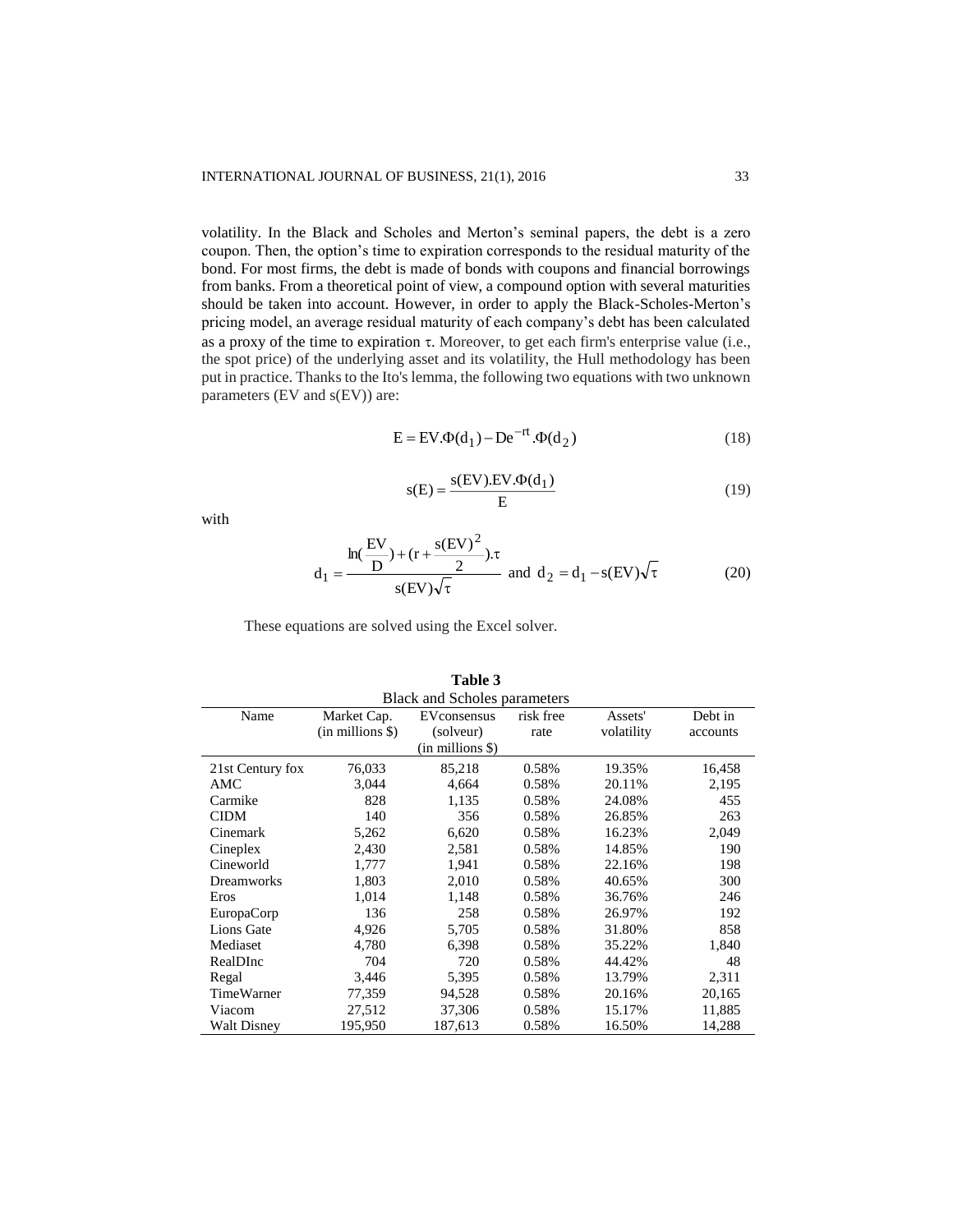volatility. In the Black and Scholes and Merton's seminal papers, the debt is a zero coupon. Then, the option's time to expiration corresponds to the residual maturity of the bond. For most firms, the debt is made of bonds with coupons and financial borrowings from banks. From a theoretical point of view, a compound option with several maturities should be taken into account. However, in order to apply the Black-Scholes-Merton's pricing model, an average residual maturity of each company's debt has been calculated as a proxy of the time to expiration $\tau$. Moreover, to get each firm's enterprise value (i.e., the spot price) of the underlying asset and its volatility, the Hull methodology has been put in practice. Thanks to the Ito's lemma, the following two equations with two unknown parameters (EV and s(EV)) are:

$$E = EV.\Phi(d_1) - De^{-rt}.\Phi(d_2) \tag{18}$$

$$s(E) = \frac{s(EV).EV.\Phi(d_1)}{E} \tag{19}$$

with

$$d_1 = \frac{\ln(\frac{EV}{D}) + (r + \frac{s(EV)^2}{2}).\tau}{s(EV)\sqrt{\tau}} \text{ and } d_2 = d_1 - s(EV)\sqrt{\tau} \tag{20}$$

These equations are solved using the Excel solver.

**Table 3**
Black and Scholes parameters

| Name | Market Cap. (in millions $) | EVconsensus (solveur) (in millions $) | risk free rate | Assets' volatility | Debt in accounts |
|---|---|---|---|---|---|
| 21st Century fox | 76,033 | 85,218 | 0.58% | 19.35% | 16,458 |
| AMC | 3,044 | 4,664 | 0.58% | 20.11% | 2,195 |
| Carmike | 828 | 1,135 | 0.58% | 24.08% | 455 |
| CIDM | 140 | 356 | 0.58% | 26.85% | 263 |
| Cinemark | 5,262 | 6,620 | 0.58% | 16.23% | 2,049 |
| Cineplex | 2,430 | 2,581 | 0.58% | 14.85% | 190 |
| Cineworld | 1,777 | 1,941 | 0.58% | 22.16% | 198 |
| Dreamworks | 1,803 | 2,010 | 0.58% | 40.65% | 300 |
| Eros | 1,014 | 1,148 | 0.58% | 36.76% | 246 |
| EuropaCorp | 136 | 258 | 0.58% | 26.97% | 192 |
| Lions Gate | 4,926 | 5,705 | 0.58% | 31.80% | 858 |
| Mediaset | 4,780 | 6,398 | 0.58% | 35.22% | 1,840 |
| RealDInc | 704 | 720 | 0.58% | 44.42% | 48 |
| Regal | 3,446 | 5,395 | 0.58% | 13.79% | 2,311 |
| TimeWarner | 77,359 | 94,528 | 0.58% | 20.16% | 20,165 |
| Viacom | 27,512 | 37,306 | 0.58% | 15.17% | 11,885 |
| Walt Disney | 195,950 | 187,613 | 0.58% | 16.50% | 14,288 |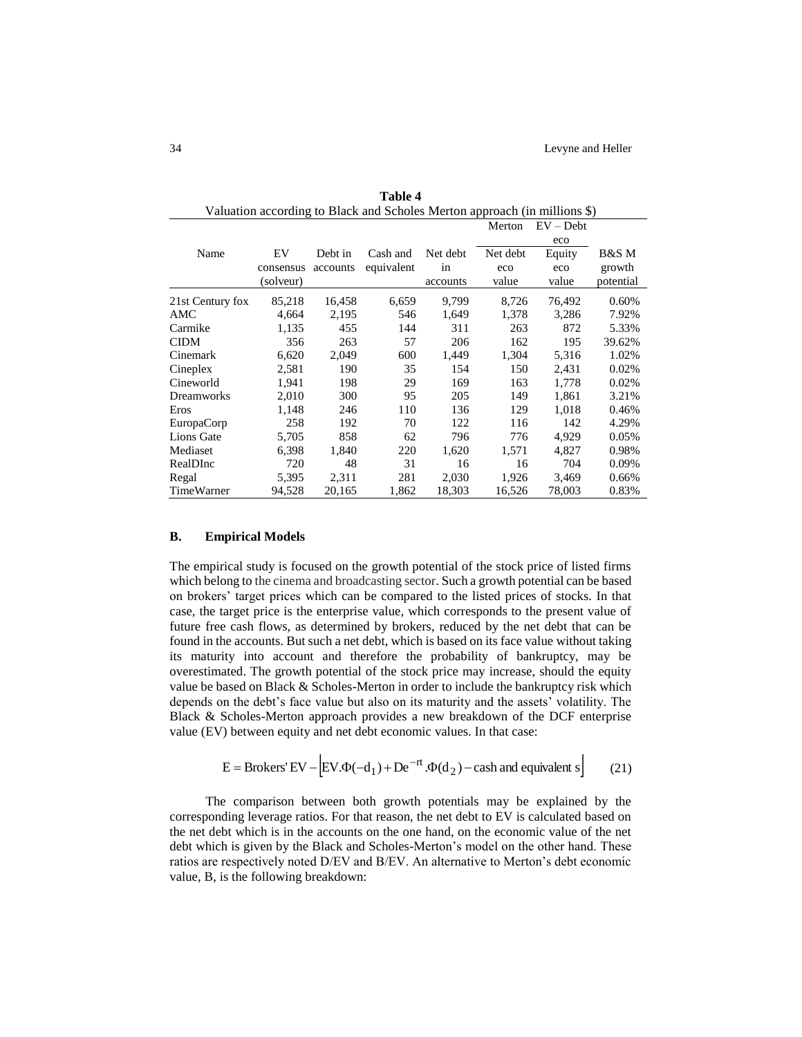**Table 4**

Valuation according to Black and Scholes Merton approach (in millions $)

| Name | EV consensus (solveur) | Debt in accounts | Cash and equivalent | Net debt in accounts | Merton Net debt eco value | EV – Debt eco Equity eco value | B&S M growth potential |
|---|---|---|---|---|---|---|---|
| 21st Century fox | 85,218 | 16,458 | 6,659 | 9,799 | 8,726 | 76,492 | 0.60% |
| AMC | 4,664 | 2,195 | 546 | 1,649 | 1,378 | 3,286 | 7.92% |
| Carmike | 1,135 | 455 | 144 | 311 | 263 | 872 | 5.33% |
| CIDM | 356 | 263 | 57 | 206 | 162 | 195 | 39.62% |
| Cinemark | 6,620 | 2,049 | 600 | 1,449 | 1,304 | 5,316 | 1.02% |
| Cineplex | 2,581 | 190 | 35 | 154 | 150 | 2,431 | 0.02% |
| Cineworld | 1,941 | 198 | 29 | 169 | 163 | 1,778 | 0.02% |
| Dreamworks | 2,010 | 300 | 95 | 205 | 149 | 1,861 | 3.21% |
| Eros | 1,148 | 246 | 110 | 136 | 129 | 1,018 | 0.46% |
| EuropaCorp | 258 | 192 | 70 | 122 | 116 | 142 | 4.29% |
| Lions Gate | 5,705 | 858 | 62 | 796 | 776 | 4,929 | 0.05% |
| Mediaset | 6,398 | 1,840 | 220 | 1,620 | 1,571 | 4,827 | 0.98% |
| RealDInc | 720 | 48 | 31 | 16 | 16 | 704 | 0.09% |
| Regal | 5,395 | 2,311 | 281 | 2,030 | 1,926 | 3,469 | 0.66% |
| TimeWarner | 94,528 | 20,165 | 1,862 | 18,303 | 16,526 | 78,003 | 0.83% |

### B. Empirical Models

The empirical study is focused on the growth potential of the stock price of listed firms which belong to the cinema and broadcasting sector. Such a growth potential can be based on brokers' target prices which can be compared to the listed prices of stocks. In that case, the target price is the enterprise value, which corresponds to the present value of future free cash flows, as determined by brokers, reduced by the net debt that can be found in the accounts. But such a net debt, which is based on its face value without taking its maturity into account and therefore the probability of bankruptcy, may be overestimated. The growth potential of the stock price may increase, should the equity value be based on Black & Scholes-Merton in order to include the bankruptcy risk which depends on the debt's face value but also on its maturity and the assets' volatility. The Black & Scholes-Merton approach provides a new breakdown of the DCF enterprise value (EV) between equity and net debt economic values. In that case:

$$E = \text{Brokers' EV} - \left[ EV.\Phi(-d_1) + De^{-rt}.\Phi(d_2) - \text{cash and equivalents} \right] \tag{21}$$

The comparison between both growth potentials may be explained by the corresponding leverage ratios. For that reason, the net debt to EV is calculated based on the net debt which is in the accounts on the one hand, on the economic value of the net debt which is given by the Black and Scholes-Merton's model on the other hand. These ratios are respectively noted D/EV and B/EV. An alternative to Merton's debt economic value, B, is the following breakdown: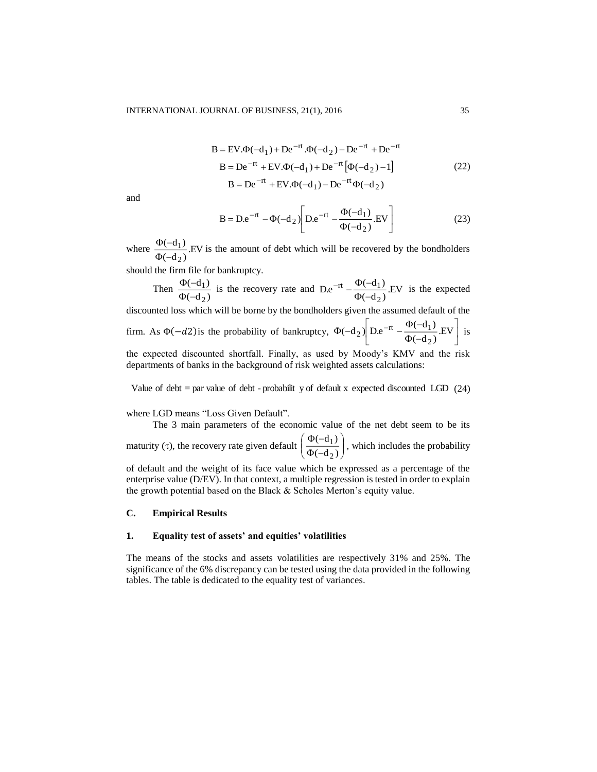$$B = EV.\Phi(-d_1) + De^{-rt}.\Phi(-d_2) - De^{-rt} + De^{-rt}$$

$$B = De^{-rt} + EV.\Phi(-d_1) + De^{-rt}\left[\Phi(-d_2) - 1\right] \quad (22)$$

$$B = De^{-rt} + EV.\Phi(-d_1) - De^{-rt}\Phi(-d_2)$$

and

$$B = D.e^{-rt} - \Phi(-d_2)\left[D.e^{-rt} - \frac{\Phi(-d_1)}{\Phi(-d_2)}.EV\right] \quad (23)$$

where $\frac{\Phi(-d_1)}{\Phi(-d_2)}.EV$ is the amount of debt which will be recovered by the bondholders should the firm file for bankruptcy.

Then $\frac{\Phi(-d_1)}{\Phi(-d_2)}$ is the recovery rate and $D.e^{-rt} - \frac{\Phi(-d_1)}{\Phi(-d_2)}.EV$ is the expected discounted loss which will be borne by the bondholders given the assumed default of the firm. As $\Phi(-d2)$ is the probability of bankruptcy, $\Phi(-d_2)\left[D.e^{-rt} - \frac{\Phi(-d_1)}{\Phi(-d_2)}.EV\right]$ is the expected discounted shortfall. Finally, as used by Moody's KMV and the risk departments of banks in the background of risk weighted assets calculations:

$$\text{Value of debt} = \text{par value of debt} - \text{probability of default} \times \text{expected discounted LGD} \quad (24)$$

where LGD means "Loss Given Default".

The 3 main parameters of the economic value of the net debt seem to be its maturity ($\tau$), the recovery rate given default $\left(\frac{\Phi(-d_1)}{\Phi(-d_2)}\right)$, which includes the probability of default and the weight of its face value which be expressed as a percentage of the enterprise value (D/EV). In that context, a multiple regression is tested in order to explain the growth potential based on the Black & Scholes Merton's equity value.

## C. Empirical Results

### 1. Equality test of assets' and equities' volatilities

The means of the stocks and assets volatilities are respectively 31% and 25%. The significance of the 6% discrepancy can be tested using the data provided in the following tables. The table is dedicated to the equality test of variances.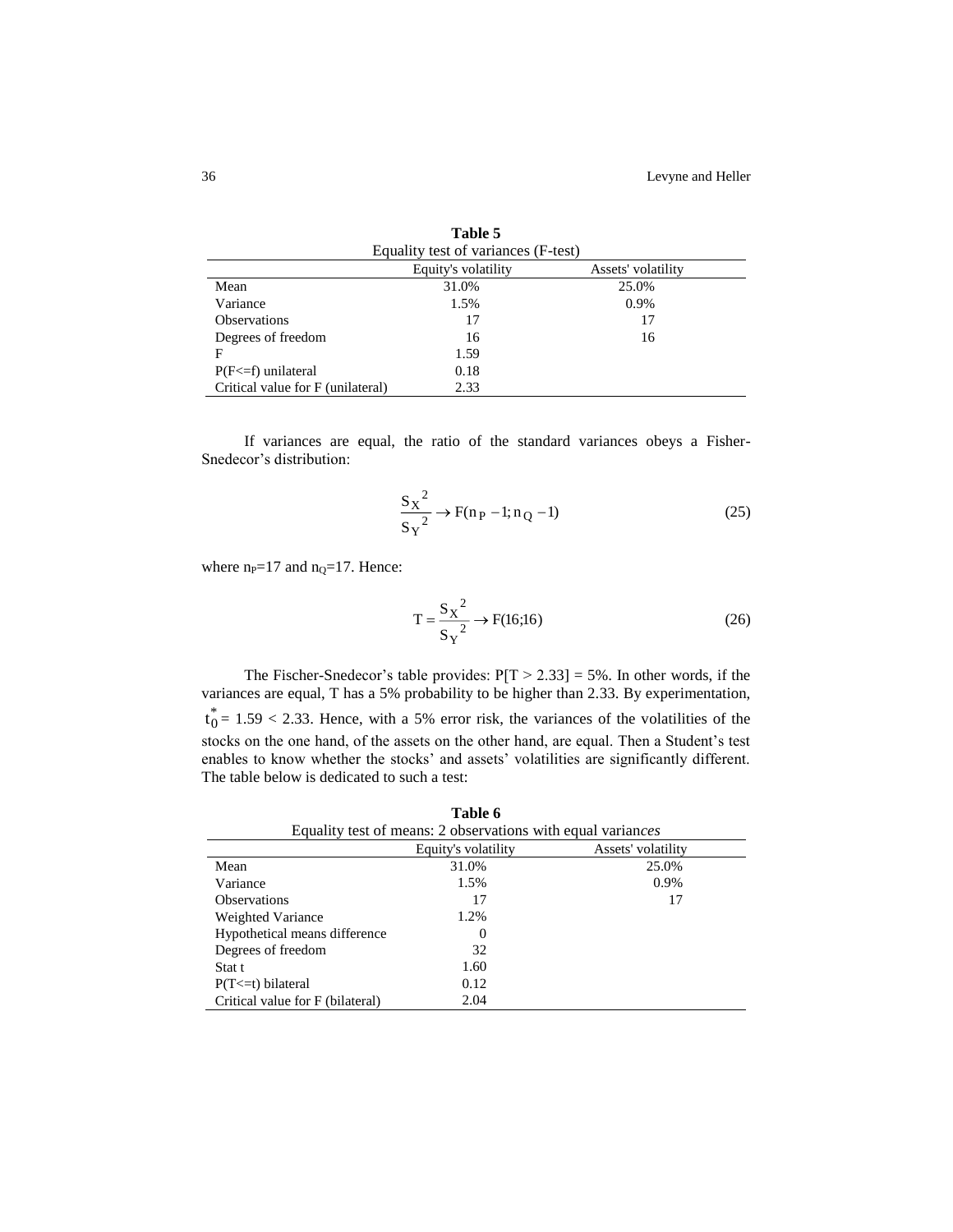**Table 5**

Equality test of variances (F-test)

| | Equity's volatility | Assets' volatility |
|---|---|---|
| Mean | 31.0% | 25.0% |
| Variance | 1.5% | 0.9% |
| Observations | 17 | 17 |
| Degrees of freedom | 16 | 16 |
| F | 1.59 | |
| P(F<=f) unilateral | 0.18 | |
| Critical value for F (unilateral) | 2.33 | |

If variances are equal, the ratio of the standard variances obeys a Fisher-Snedecor's distribution:

$$\frac{S_X{}^2}{S_Y{}^2} \to F(n_P - 1; n_Q - 1) \tag{25}$$

where $n_P$=17 and $n_Q$=17. Hence:

$$T = \frac{S_X{}^2}{S_Y{}^2} \to F(16;16) \tag{26}$$

The Fischer-Snedecor's table provides: P[T > 2.33] = 5%. In other words, if the variances are equal, T has a 5% probability to be higher than 2.33. By experimentation, $t_0^* = 1.59 < 2.33$. Hence, with a 5% error risk, the variances of the volatilities of the stocks on the one hand, of the assets on the other hand, are equal. Then a Student's test enables to know whether the stocks' and assets' volatilities are significantly different. The table below is dedicated to such a test:

**Table 6**

Equality test of means: 2 observations with equal varian*ces*

| | Equity's volatility | Assets' volatility |
|---|---|---|
| Mean | 31.0% | 25.0% |
| Variance | 1.5% | 0.9% |
| Observations | 17 | 17 |
| Weighted Variance | 1.2% | |
| Hypothetical means difference | 0 | |
| Degrees of freedom | 32 | |
| Stat t | 1.60 | |
| P(T<=t) bilateral | 0.12 | |
| Critical value for F (bilateral) | 2.04 | |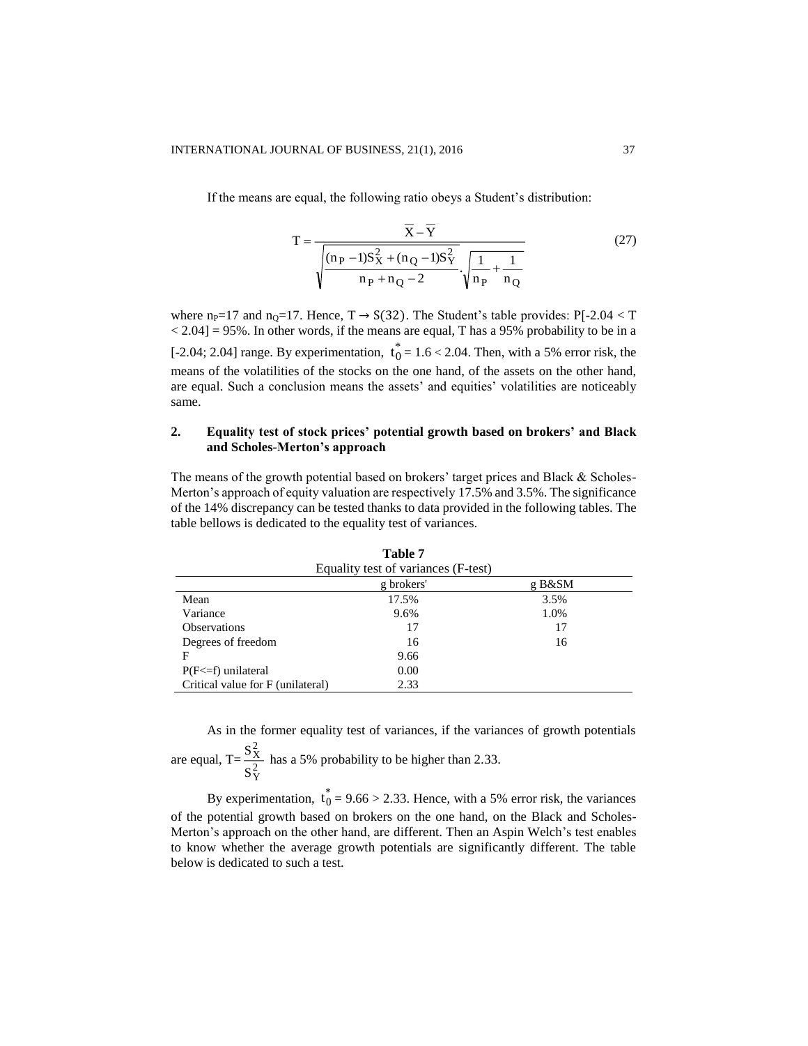If the means are equal, the following ratio obeys a Student's distribution:

$$T = \frac{\overline{X} - \overline{Y}}{\sqrt{\frac{(n_P - 1)S_X^2 + (n_Q - 1)S_Y^2}{n_P + n_Q - 2}} \cdot \sqrt{\frac{1}{n_P} + \frac{1}{n_Q}}} \tag{27}$$

where $n_P$=17 and $n_Q$=17. Hence, $T \rightarrow S(32)$. The Student's table provides: $P[-2.04 < T < 2.04] = 95\%$. In other words, if the means are equal, T has a 95% probability to be in a [-2.04; 2.04] range. By experimentation, $t_0^* = 1.6 < 2.04$. Then, with a 5% error risk, the means of the volatilities of the stocks on the one hand, of the assets on the other hand, are equal. Such a conclusion means the assets' and equities' volatilities are noticeably same.

## 2. Equality test of stock prices' potential growth based on brokers' and Black and Scholes-Merton's approach

The means of the growth potential based on brokers' target prices and Black & Scholes-Merton's approach of equity valuation are respectively 17.5% and 3.5%. The significance of the 14% discrepancy can be tested thanks to data provided in the following tables. The table bellows is dedicated to the equality test of variances.

**Table 7**

Equality test of variances (F-test)

| | g brokers' | g B&SM |
|---|---|---|
| Mean | 17.5% | 3.5% |
| Variance | 9.6% | 1.0% |
| Observations | 17 | 17 |
| Degrees of freedom | 16 | 16 |
| F | 9.66 | |
| P(F<=f) unilateral | 0.00 | |
| Critical value for F (unilateral) | 2.33 | |

As in the former equality test of variances, if the variances of growth potentials are equal, $T=\frac{S_X^2}{S_Y^2}$ has a 5% probability to be higher than 2.33.

By experimentation, $t_0^* = 9.66 > 2.33$. Hence, with a 5% error risk, the variances of the potential growth based on brokers on the one hand, on the Black and Scholes-Merton's approach on the other hand, are different. Then an Aspin Welch's test enables to know whether the average growth potentials are significantly different. The table below is dedicated to such a test.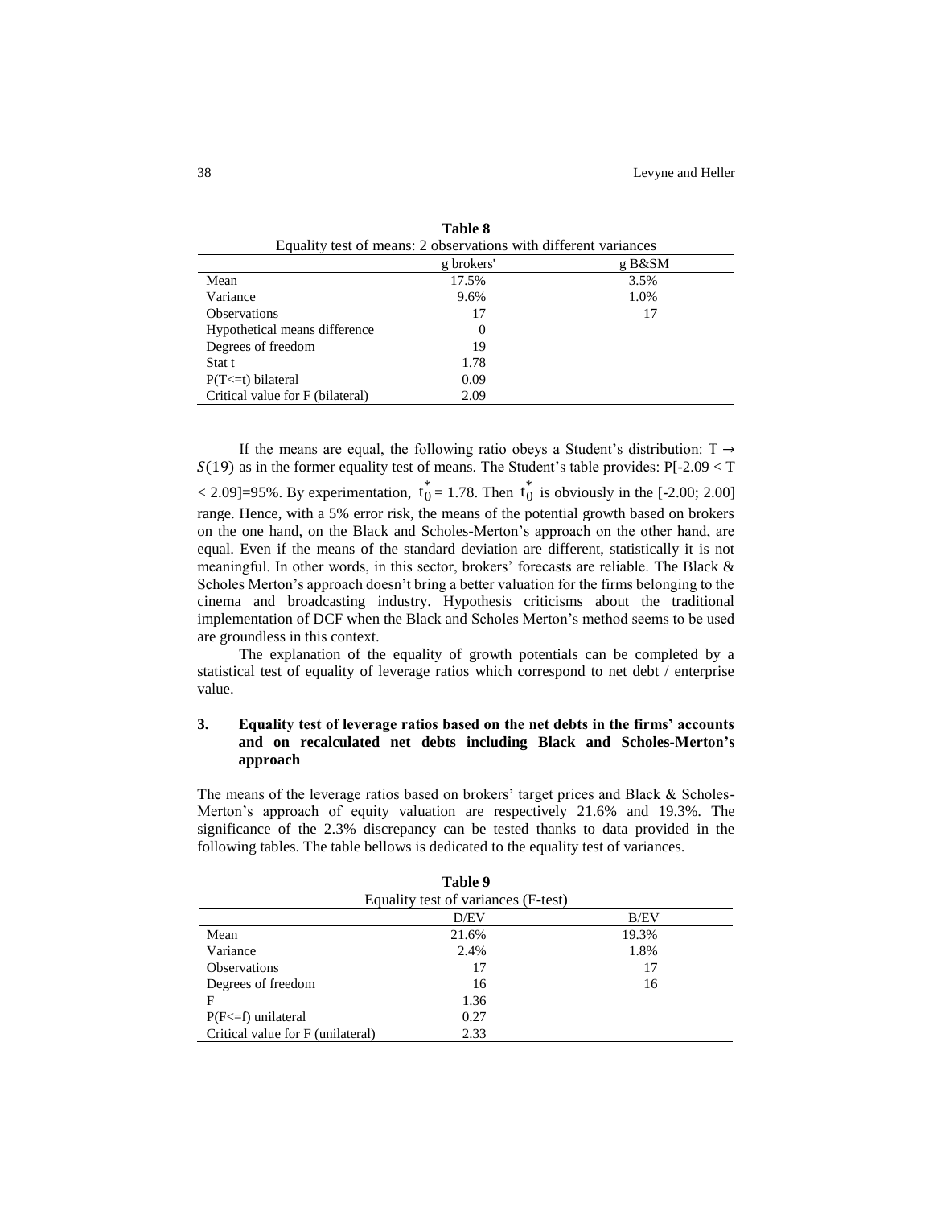**Table 8**

Equality test of means: 2 observations with different variances

| | g brokers' | g B&SM |
|---|---|---|
| Mean | 17.5% | 3.5% |
| Variance | 9.6% | 1.0% |
| Observations | 17 | 17 |
| Hypothetical means difference | 0 | |
| Degrees of freedom | 19 | |
| Stat t | 1.78 | |
| P(T<=t) bilateral | 0.09 | |
| Critical value for F (bilateral) | 2.09 | |

If the means are equal, the following ratio obeys a Student's distribution: $T \rightarrow S(19)$ as in the former equality test of means. The Student's table provides: P[-2.09 < T < 2.09]=95%. By experimentation, $t_0^* = 1.78$. Then $t_0^*$ is obviously in the [-2.00; 2.00] range. Hence, with a 5% error risk, the means of the potential growth based on brokers on the one hand, on the Black and Scholes-Merton's approach on the other hand, are equal. Even if the means of the standard deviation are different, statistically it is not meaningful. In other words, in this sector, brokers' forecasts are reliable. The Black & Scholes Merton's approach doesn't bring a better valuation for the firms belonging to the cinema and broadcasting industry. Hypothesis criticisms about the traditional implementation of DCF when the Black and Scholes Merton's method seems to be used are groundless in this context.

The explanation of the equality of growth potentials can be completed by a statistical test of equality of leverage ratios which correspond to net debt / enterprise value.

## 3. Equality test of leverage ratios based on the net debts in the firms' accounts and on recalculated net debts including Black and Scholes-Merton's approach

The means of the leverage ratios based on brokers' target prices and Black & Scholes-Merton's approach of equity valuation are respectively 21.6% and 19.3%. The significance of the 2.3% discrepancy can be tested thanks to data provided in the following tables. The table bellows is dedicated to the equality test of variances.

**Table 9**

Equality test of variances (F-test)

| | D/EV | B/EV |
|---|---|---|
| Mean | 21.6% | 19.3% |
| Variance | 2.4% | 1.8% |
| Observations | 17 | 17 |
| Degrees of freedom | 16 | 16 |
| F | 1.36 | |
| P(F<=f) unilateral | 0.27 | |
| Critical value for F (unilateral) | 2.33 | |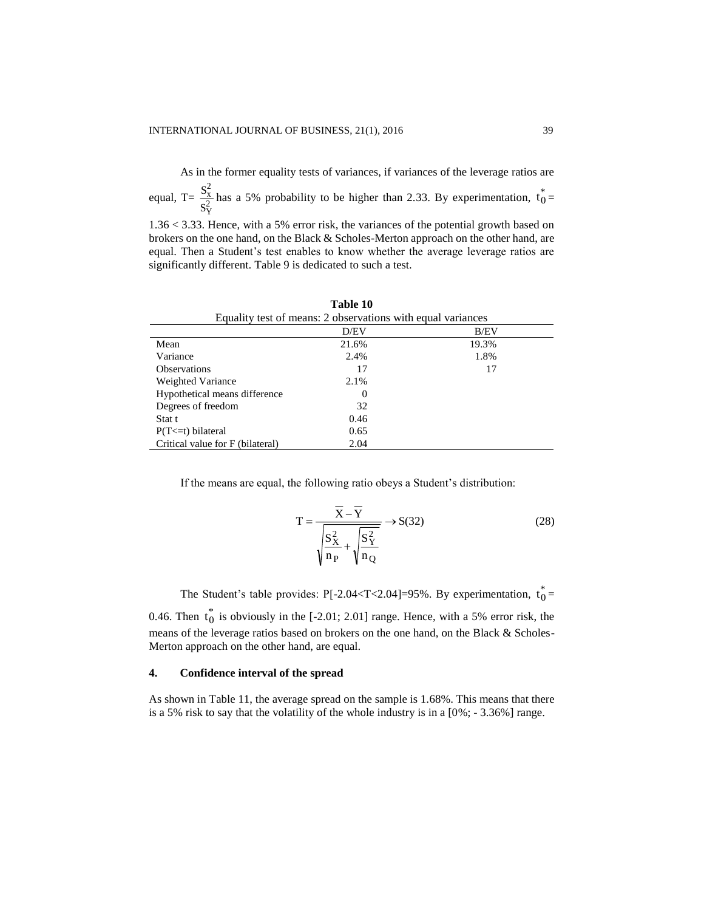As in the former equality tests of variances, if variances of the leverage ratios are equal, T= $\frac{S_X^2}{S_Y^2}$ has a 5% probability to be higher than 2.33. By experimentation, $t_0^* =$ 1.36 < 3.33. Hence, with a 5% error risk, the variances of the potential growth based on brokers on the one hand, on the Black & Scholes-Merton approach on the other hand, are equal. Then a Student's test enables to know whether the average leverage ratios are significantly different. Table 9 is dedicated to such a test.

**Table 10**

Equality test of means: 2 observations with equal variances

| | D/EV | B/EV |
|---|---|---|
| Mean | 21.6% | 19.3% |
| Variance | 2.4% | 1.8% |
| Observations | 17 | 17 |
| Weighted Variance | 2.1% | |
| Hypothetical means difference | 0 | |
| Degrees of freedom | 32 | |
| Stat t | 0.46 | |
| P(T<=t) bilateral | 0.65 | |
| Critical value for F (bilateral) | 2.04 | |

If the means are equal, the following ratio obeys a Student's distribution:

$$T = \frac{\overline{X} - \overline{Y}}{\sqrt{\frac{S_X^2}{n_P} + \sqrt{\frac{S_Y^2}{n_Q}}}} \rightarrow S(32) \tag{28}$$

The Student's table provides: P[-2.04<T<2.04]=95%. By experimentation, $t_0^* =$ 0.46. Then $t_0^*$ is obviously in the [-2.01; 2.01] range. Hence, with a 5% error risk, the means of the leverage ratios based on brokers on the one hand, on the Black & Scholes-Merton approach on the other hand, are equal.

## 4. Confidence interval of the spread

As shown in Table 11, the average spread on the sample is 1.68%. This means that there is a 5% risk to say that the volatility of the whole industry is in a [0%; - 3.36%] range.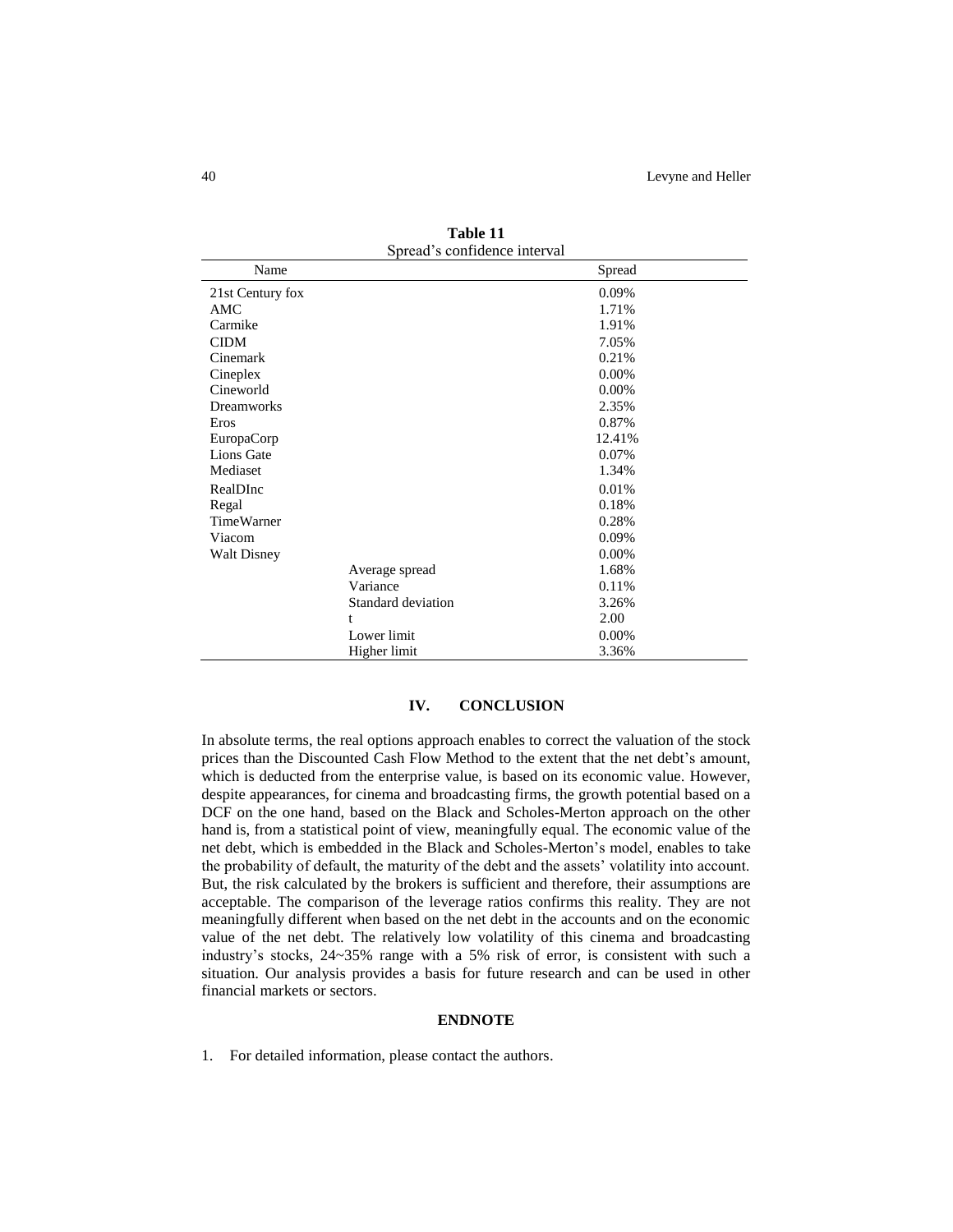**Table 11**
Spread's confidence interval

| Name | | Spread |
|---|---|---|
| 21st Century fox | | 0.09% |
| AMC | | 1.71% |
| Carmike | | 1.91% |
| CIDM | | 7.05% |
| Cinemark | | 0.21% |
| Cineplex | | 0.00% |
| Cineworld | | 0.00% |
| Dreamworks | | 2.35% |
| Eros | | 0.87% |
| EuropaCorp | | 12.41% |
| Lions Gate | | 0.07% |
| Mediaset | | 1.34% |
| RealDInc | | 0.01% |
| Regal | | 0.18% |
| TimeWarner | | 0.28% |
| Viacom | | 0.09% |
| Walt Disney | | 0.00% |
| | Average spread | 1.68% |
| | Variance | 0.11% |
| | Standard deviation | 3.26% |
| | t | 2.00 |
| | Lower limit | 0.00% |
| | Higher limit | 3.36% |

## IV. CONCLUSION

In absolute terms, the real options approach enables to correct the valuation of the stock prices than the Discounted Cash Flow Method to the extent that the net debt's amount, which is deducted from the enterprise value, is based on its economic value. However, despite appearances, for cinema and broadcasting firms, the growth potential based on a DCF on the one hand, based on the Black and Scholes-Merton approach on the other hand is, from a statistical point of view, meaningfully equal. The economic value of the net debt, which is embedded in the Black and Scholes-Merton's model, enables to take the probability of default, the maturity of the debt and the assets' volatility into account. But, the risk calculated by the brokers is sufficient and therefore, their assumptions are acceptable. The comparison of the leverage ratios confirms this reality. They are not meaningfully different when based on the net debt in the accounts and on the economic value of the net debt. The relatively low volatility of this cinema and broadcasting industry's stocks, 24~35% range with a 5% risk of error, is consistent with such a situation. Our analysis provides a basis for future research and can be used in other financial markets or sectors.

### ENDNOTE

1. For detailed information, please contact the authors.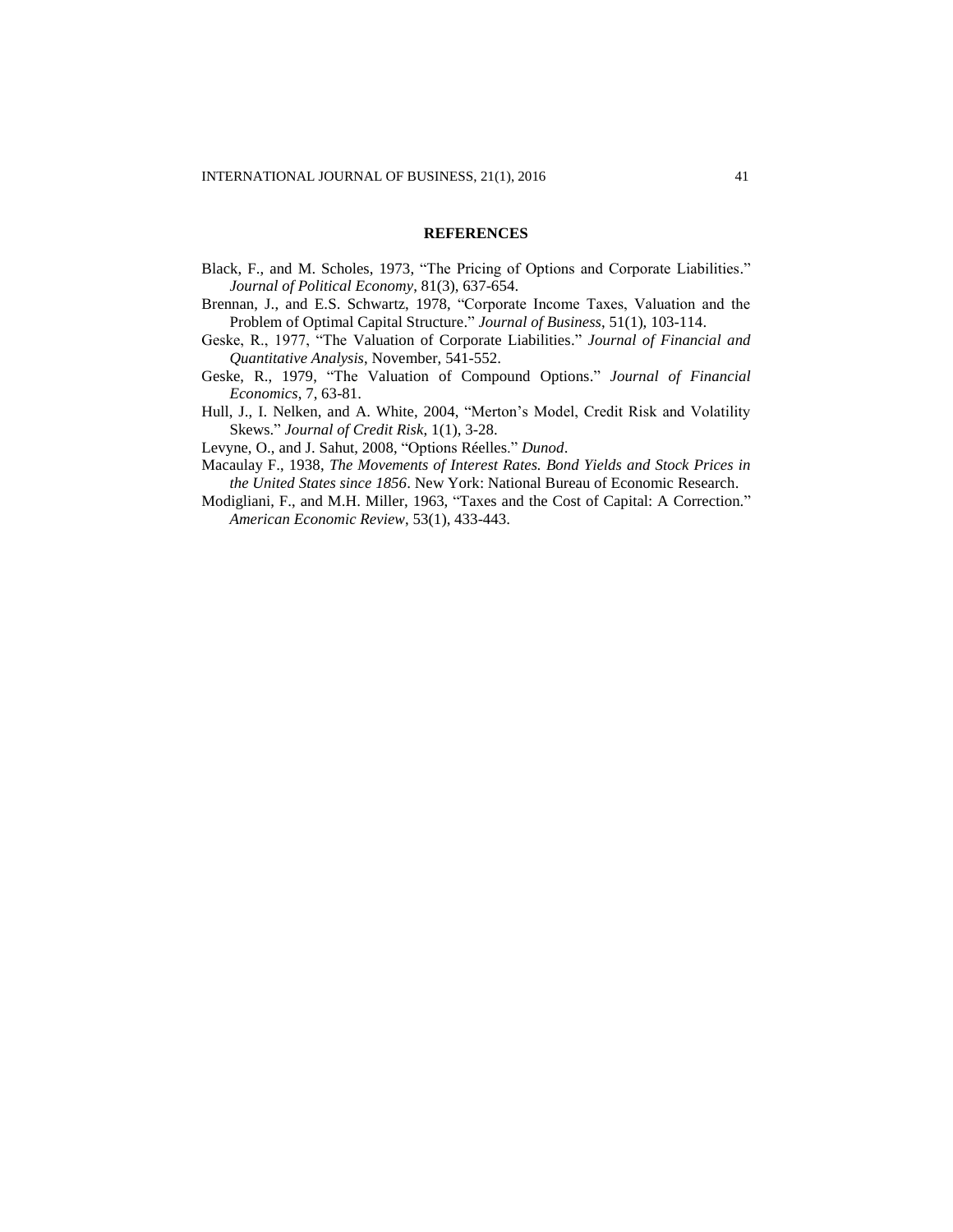## REFERENCES

Black, F., and M. Scholes, 1973, "The Pricing of Options and Corporate Liabilities." *Journal of Political Economy*, 81(3), 637-654.

Brennan, J., and E.S. Schwartz, 1978, "Corporate Income Taxes, Valuation and the Problem of Optimal Capital Structure." *Journal of Business*, 51(1), 103-114.

Geske, R., 1977, "The Valuation of Corporate Liabilities." *Journal of Financial and Quantitative Analysis*, November, 541-552.

Geske, R., 1979, "The Valuation of Compound Options." *Journal of Financial Economics*, 7, 63-81.

Hull, J., I. Nelken, and A. White, 2004, "Merton's Model, Credit Risk and Volatility Skews." *Journal of Credit Risk*, 1(1), 3-28.

Levyne, O., and J. Sahut, 2008, "Options Réelles." *Dunod*.

Macaulay F., 1938, *The Movements of Interest Rates. Bond Yields and Stock Prices in the United States since 1856*. New York: National Bureau of Economic Research.

Modigliani, F., and M.H. Miller, 1963, "Taxes and the Cost of Capital: A Correction." *American Economic Review*, 53(1), 433-443.